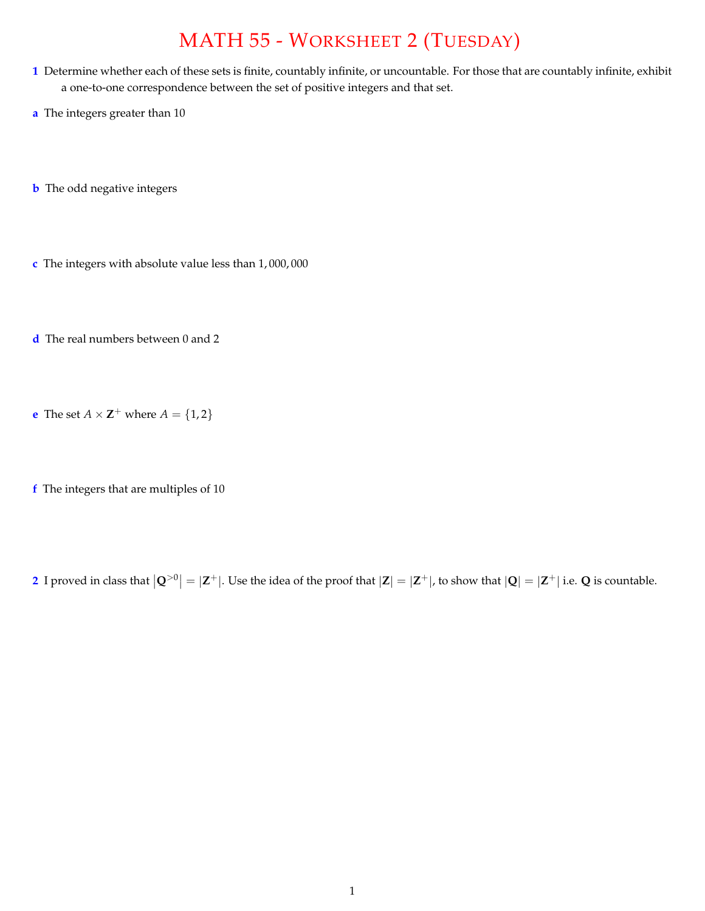# MATH 55 - Worksheet 2 (Tuesday)

**1** Determine whether each of these sets is finite, countably infinite, or uncountable. For those that are countably infinite, exhibit a one-to-one correspondence between the set of positive integers and that set.

**a** The integers greater than 10

**b** The odd negative integers

**c** The integers with absolute value less than $1,000,000$

**d** The real numbers between 0 and 2

**e** The set $A \times \mathbf{Z}^+$ where $A = \{1, 2\}$

**f** The integers that are multiples of 10

**2** I proved in class that $\left|\mathbf{Q}^{>0}\right| = |\mathbf{Z}^+|$. Use the idea of the proof that $|\mathbf{Z}| = |\mathbf{Z}^+|$, to show that $|\mathbf{Q}| = |\mathbf{Z}^+|$ i.e. $\mathbf{Q}$ is countable.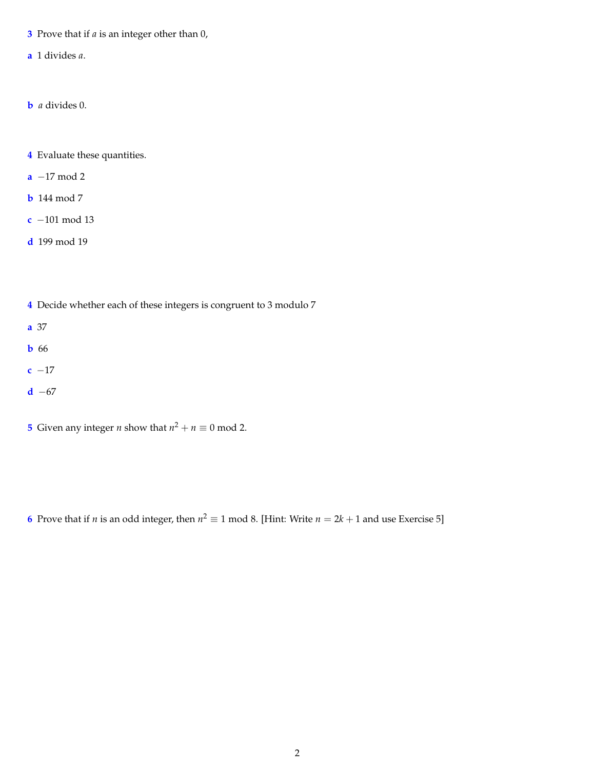**3** Prove that if $a$ is an integer other than 0,

**a** 1 divides $a$.

**b** $a$ divides 0.

**4** Evaluate these quantities.

**a** $-17 \bmod 2$

**b** $144 \bmod 7$

**c** $-101 \bmod 13$

**d** $199 \bmod 19$

**4** Decide whether each of these integers is congruent to 3 modulo 7

**a** 37

**b** 66

**c** $-17$

**d** $-67$

**5** Given any integer $n$ show that $n^2 + n \equiv 0 \bmod 2$.

**6** Prove that if $n$ is an odd integer, then $n^2 \equiv 1 \bmod 8$. [Hint: Write $n = 2k + 1$ and use Exercise 5]